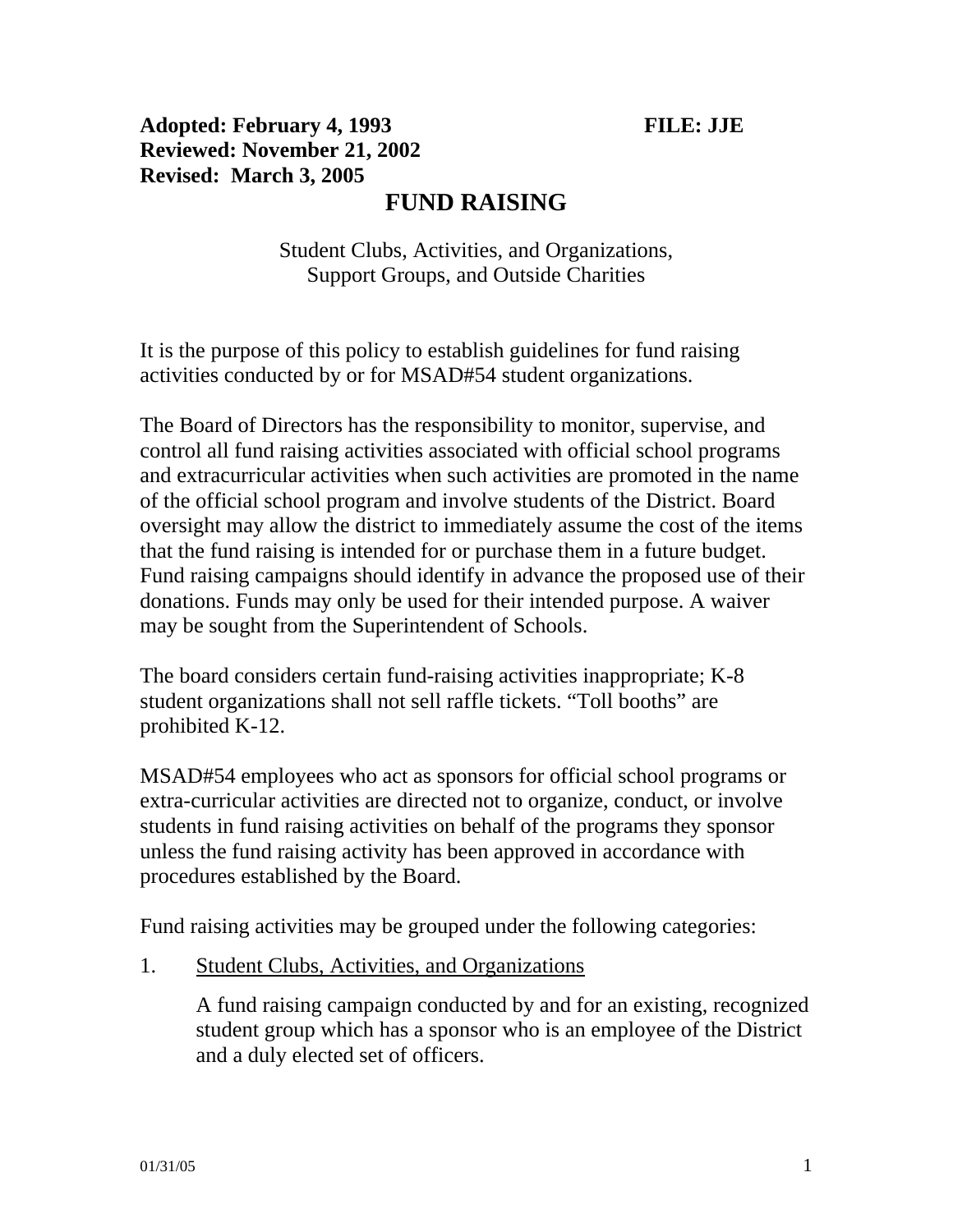**Adopted: February 4, 1993** **FILE: JJE**
**Reviewed: November 21, 2002**
**Revised: March 3, 2005**

# FUND RAISING

Student Clubs, Activities, and Organizations,
Support Groups, and Outside Charities

It is the purpose of this policy to establish guidelines for fund raising activities conducted by or for MSAD#54 student organizations.

The Board of Directors has the responsibility to monitor, supervise, and control all fund raising activities associated with official school programs and extracurricular activities when such activities are promoted in the name of the official school program and involve students of the District. Board oversight may allow the district to immediately assume the cost of the items that the fund raising is intended for or purchase them in a future budget. Fund raising campaigns should identify in advance the proposed use of their donations. Funds may only be used for their intended purpose. A waiver may be sought from the Superintendent of Schools.

The board considers certain fund-raising activities inappropriate; K-8 student organizations shall not sell raffle tickets. "Toll booths" are prohibited K-12.

MSAD#54 employees who act as sponsors for official school programs or extra-curricular activities are directed not to organize, conduct, or involve students in fund raising activities on behalf of the programs they sponsor unless the fund raising activity has been approved in accordance with procedures established by the Board.

Fund raising activities may be grouped under the following categories:

1. <u>Student Clubs, Activities, and Organizations</u>

   A fund raising campaign conducted by and for an existing, recognized student group which has a sponsor who is an employee of the District and a duly elected set of officers.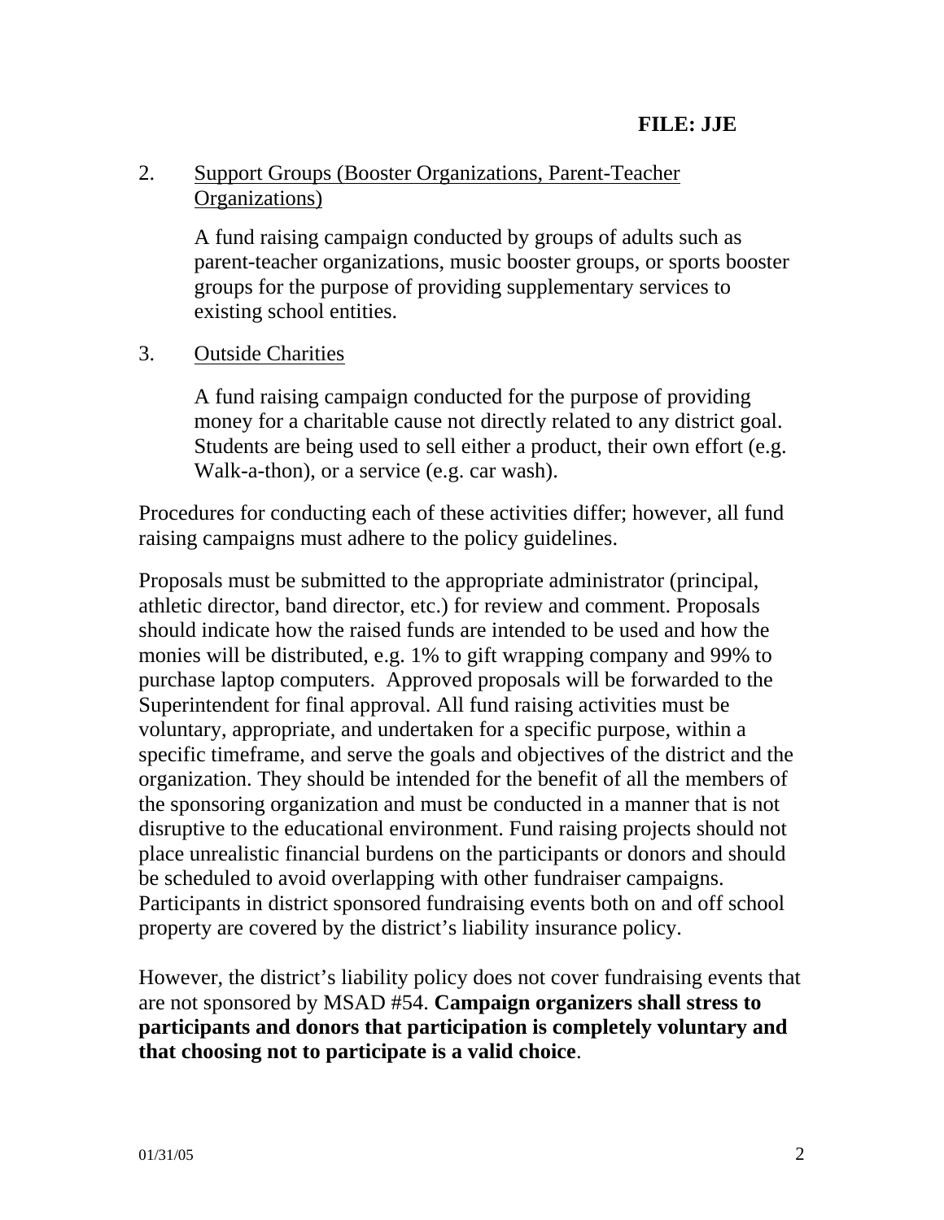2. <u>Support Groups (Booster Organizations, Parent-Teacher Organizations)</u>

   A fund raising campaign conducted by groups of adults such as parent-teacher organizations, music booster groups, or sports booster groups for the purpose of providing supplementary services to existing school entities.

3. <u>Outside Charities</u>

   A fund raising campaign conducted for the purpose of providing money for a charitable cause not directly related to any district goal. Students are being used to sell either a product, their own effort (e.g. Walk-a-thon), or a service (e.g. car wash).

Procedures for conducting each of these activities differ; however, all fund raising campaigns must adhere to the policy guidelines.

Proposals must be submitted to the appropriate administrator (principal, athletic director, band director, etc.) for review and comment. Proposals should indicate how the raised funds are intended to be used and how the monies will be distributed, e.g. 1% to gift wrapping company and 99% to purchase laptop computers. Approved proposals will be forwarded to the Superintendent for final approval. All fund raising activities must be voluntary, appropriate, and undertaken for a specific purpose, within a specific timeframe, and serve the goals and objectives of the district and the organization. They should be intended for the benefit of all the members of the sponsoring organization and must be conducted in a manner that is not disruptive to the educational environment. Fund raising projects should not place unrealistic financial burdens on the participants or donors and should be scheduled to avoid overlapping with other fundraiser campaigns. Participants in district sponsored fundraising events both on and off school property are covered by the district's liability insurance policy.

However, the district's liability policy does not cover fundraising events that are not sponsored by MSAD #54. **Campaign organizers shall stress to participants and donors that participation is completely voluntary and that choosing not to participate is a valid choice**.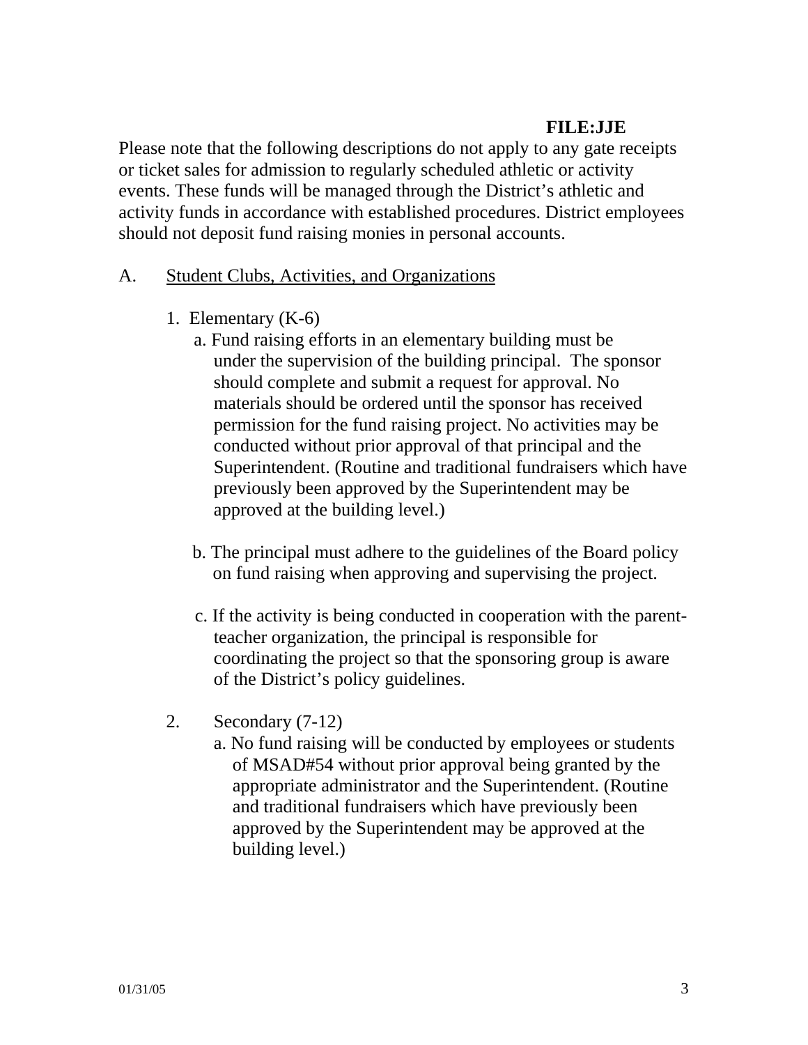**FILE:JJE**

Please note that the following descriptions do not apply to any gate receipts or ticket sales for admission to regularly scheduled athletic or activity events. These funds will be managed through the District's athletic and activity funds in accordance with established procedures. District employees should not deposit fund raising monies in personal accounts.

A. <u>Student Clubs, Activities, and Organizations</u>

1. Elementary (K-6)

   a. Fund raising efforts in an elementary building must be under the supervision of the building principal. The sponsor should complete and submit a request for approval. No materials should be ordered until the sponsor has received permission for the fund raising project. No activities may be conducted without prior approval of that principal and the Superintendent. (Routine and traditional fundraisers which have previously been approved by the Superintendent may be approved at the building level.)

   b. The principal must adhere to the guidelines of the Board policy on fund raising when approving and supervising the project.

   c. If the activity is being conducted in cooperation with the parent-teacher organization, the principal is responsible for coordinating the project so that the sponsoring group is aware of the District's policy guidelines.

2. Secondary (7-12)

   a. No fund raising will be conducted by employees or students of MSAD#54 without prior approval being granted by the appropriate administrator and the Superintendent. (Routine and traditional fundraisers which have previously been approved by the Superintendent may be approved at the building level.)

01/31/05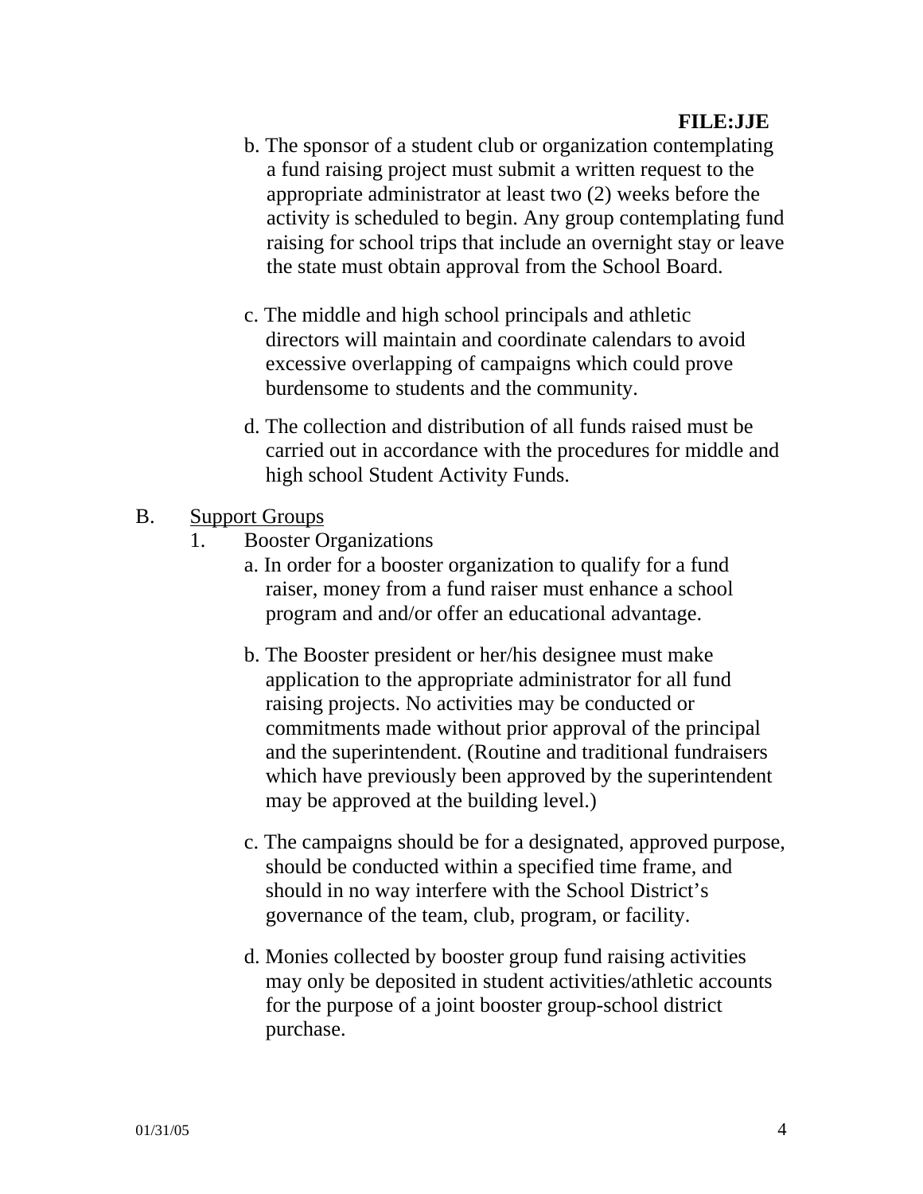b. The sponsor of a student club or organization contemplating a fund raising project must submit a written request to the appropriate administrator at least two (2) weeks before the activity is scheduled to begin. Any group contemplating fund raising for school trips that include an overnight stay or leave the state must obtain approval from the School Board.

c. The middle and high school principals and athletic directors will maintain and coordinate calendars to avoid excessive overlapping of campaigns which could prove burdensome to students and the community.

d. The collection and distribution of all funds raised must be carried out in accordance with the procedures for middle and high school Student Activity Funds.

B. <u>Support Groups</u>

1. Booster Organizations

a. In order for a booster organization to qualify for a fund raiser, money from a fund raiser must enhance a school program and and/or offer an educational advantage.

b. The Booster president or her/his designee must make application to the appropriate administrator for all fund raising projects. No activities may be conducted or commitments made without prior approval of the principal and the superintendent. (Routine and traditional fundraisers which have previously been approved by the superintendent may be approved at the building level.)

c. The campaigns should be for a designated, approved purpose, should be conducted within a specified time frame, and should in no way interfere with the School District's governance of the team, club, program, or facility.

d. Monies collected by booster group fund raising activities may only be deposited in student activities/athletic accounts for the purpose of a joint booster group-school district purchase.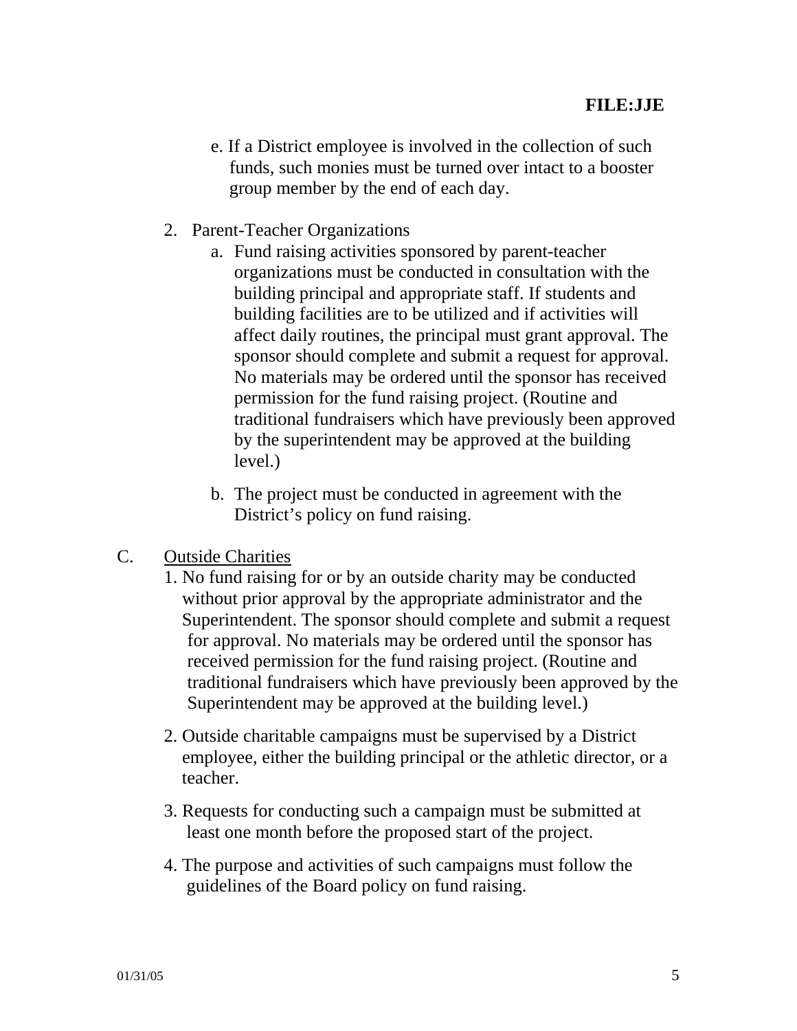e. If a District employee is involved in the collection of such funds, such monies must be turned over intact to a booster group member by the end of each day.

2. Parent-Teacher Organizations
   a. Fund raising activities sponsored by parent-teacher organizations must be conducted in consultation with the building principal and appropriate staff. If students and building facilities are to be utilized and if activities will affect daily routines, the principal must grant approval. The sponsor should complete and submit a request for approval. No materials may be ordered until the sponsor has received permission for the fund raising project. (Routine and traditional fundraisers which have previously been approved by the superintendent may be approved at the building level.)

   b. The project must be conducted in agreement with the District's policy on fund raising.

C. <u>Outside Charities</u>

1. No fund raising for or by an outside charity may be conducted without prior approval by the appropriate administrator and the Superintendent. The sponsor should complete and submit a request for approval. No materials may be ordered until the sponsor has received permission for the fund raising project. (Routine and traditional fundraisers which have previously been approved by the Superintendent may be approved at the building level.)

2. Outside charitable campaigns must be supervised by a District employee, either the building principal or the athletic director, or a teacher.

3. Requests for conducting such a campaign must be submitted at least one month before the proposed start of the project.

4. The purpose and activities of such campaigns must follow the guidelines of the Board policy on fund raising.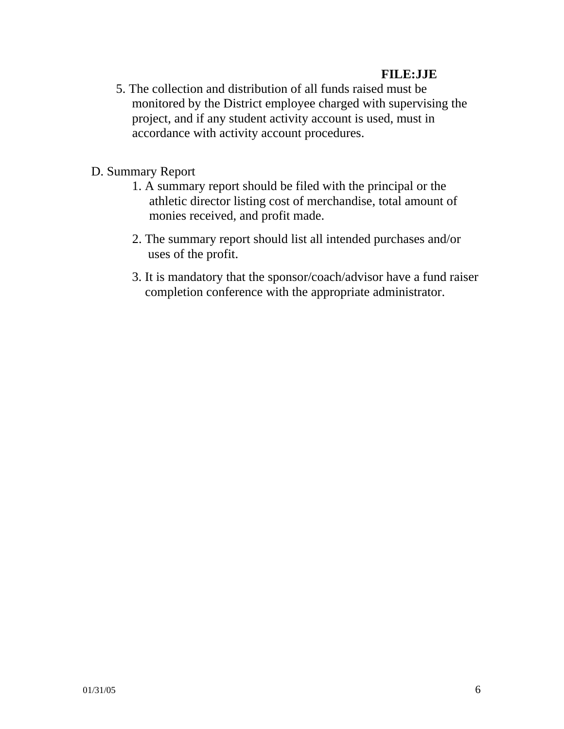**FILE:JJE**

5. The collection and distribution of all funds raised must be monitored by the District employee charged with supervising the project, and if any student activity account is used, must in accordance with activity account procedures.

D. Summary Report

1. A summary report should be filed with the principal or the athletic director listing cost of merchandise, total amount of monies received, and profit made.

2. The summary report should list all intended purchases and/or uses of the profit.

3. It is mandatory that the sponsor/coach/advisor have a fund raiser completion conference with the appropriate administrator.

01/31/05